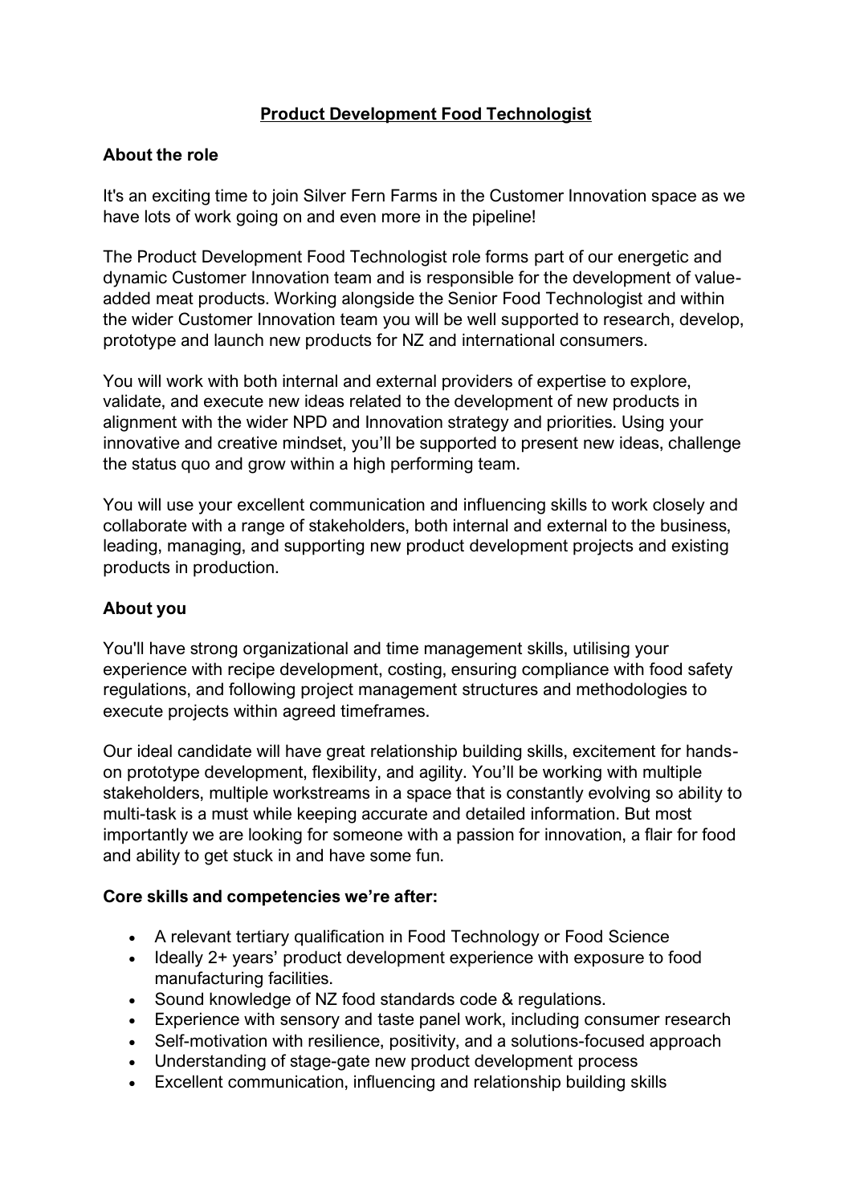# Product Development Food Technologist

## About the role

It's an exciting time to join Silver Fern Farms in the Customer Innovation space as we have lots of work going on and even more in the pipeline!

The Product Development Food Technologist role forms part of our energetic and dynamic Customer Innovation team and is responsible for the development of value-added meat products. Working alongside the Senior Food Technologist and within the wider Customer Innovation team you will be well supported to research, develop, prototype and launch new products for NZ and international consumers.

You will work with both internal and external providers of expertise to explore, validate, and execute new ideas related to the development of new products in alignment with the wider NPD and Innovation strategy and priorities. Using your innovative and creative mindset, you'll be supported to present new ideas, challenge the status quo and grow within a high performing team.

You will use your excellent communication and influencing skills to work closely and collaborate with a range of stakeholders, both internal and external to the business, leading, managing, and supporting new product development projects and existing products in production.

## About you

You'll have strong organizational and time management skills, utilising your experience with recipe development, costing, ensuring compliance with food safety regulations, and following project management structures and methodologies to execute projects within agreed timeframes.

Our ideal candidate will have great relationship building skills, excitement for hands-on prototype development, flexibility, and agility. You'll be working with multiple stakeholders, multiple workstreams in a space that is constantly evolving so ability to multi-task is a must while keeping accurate and detailed information. But most importantly we are looking for someone with a passion for innovation, a flair for food and ability to get stuck in and have some fun.

## Core skills and competencies we're after:

- A relevant tertiary qualification in Food Technology or Food Science
- Ideally 2+ years' product development experience with exposure to food manufacturing facilities.
- Sound knowledge of NZ food standards code & regulations.
- Experience with sensory and taste panel work, including consumer research
- Self-motivation with resilience, positivity, and a solutions-focused approach
- Understanding of stage-gate new product development process
- Excellent communication, influencing and relationship building skills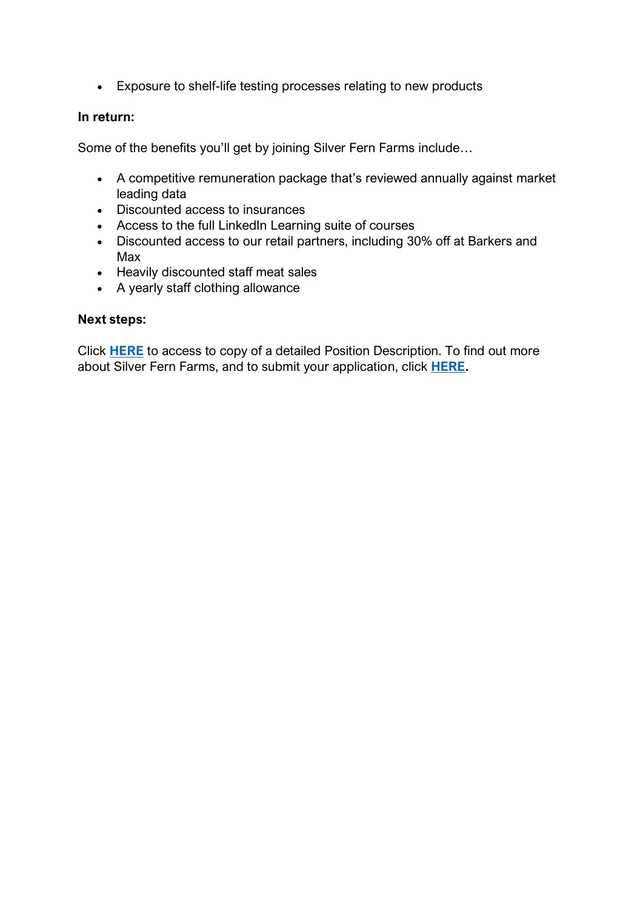- Exposure to shelf-life testing processes relating to new products

**In return:**

Some of the benefits you'll get by joining Silver Fern Farms include…

- A competitive remuneration package that's reviewed annually against market leading data
- Discounted access to insurances
- Access to the full LinkedIn Learning suite of courses
- Discounted access to our retail partners, including 30% off at Barkers and Max
- Heavily discounted staff meat sales
- A yearly staff clothing allowance

**Next steps:**

Click **HERE** to access to copy of a detailed Position Description. To find out more about Silver Fern Farms, and to submit your application, click **HERE.**